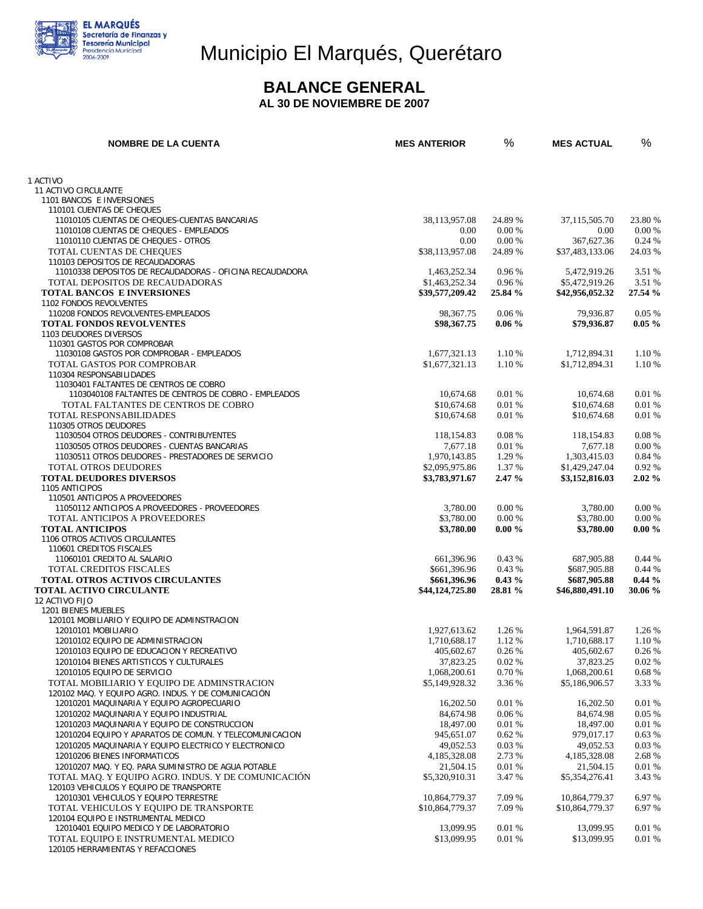# Municipio El Marqués, Querétaro

## BALANCE GENERAL

### AL 30 DE NOVIEMBRE DE 2007

| NOMBRE DE LA CUENTA | MES ANTERIOR | % | MES ACTUAL | % |
|---|---|---|---|---|
| 1 ACTIVO | | | | |
| 11 ACTIVO CIRCULANTE | | | | |
| 1101 BANCOS E INVERSIONES | | | | |
| 110101 CUENTAS DE CHEQUES | | | | |
| 11010105 CUENTAS DE CHEQUES-CUENTAS BANCARIAS | 38,113,957.08 | 24.89 % | 37,115,505.70 | 23.80 % |
| 11010108 CUENTAS DE CHEQUES - EMPLEADOS | 0.00 | 0.00 % | 0.00 | 0.00 % |
| 11010110 CUENTAS DE CHEQUES - OTROS | 0.00 | 0.00 % | 367,627.36 | 0.24 % |
| TOTAL CUENTAS DE CHEQUES | $38,113,957.08 | 24.89 % | $37,483,133.06 | 24.03 % |
| 110103 DEPOSITOS DE RECAUDADORAS | | | | |
| 11010338 DEPOSITOS DE RECAUDADORAS - OFICINA RECAUDADORA | 1,463,252.34 | 0.96 % | 5,472,919.26 | 3.51 % |
| TOTAL DEPOSITOS DE RECAUDADORAS | $1,463,252.34 | 0.96 % | $5,472,919.26 | 3.51 % |
| **TOTAL BANCOS E INVERSIONES** | **$39,577,209.42** | **25.84 %** | **$42,956,052.32** | **27.54 %** |
| 1102 FONDOS REVOLVENTES | | | | |
| 110208 FONDOS REVOLVENTES-EMPLEADOS | 98,367.75 | 0.06 % | 79,936.87 | 0.05 % |
| **TOTAL FONDOS REVOLVENTES** | **$98,367.75** | **0.06 %** | **$79,936.87** | **0.05 %** |
| 1103 DEUDORES DIVERSOS | | | | |
| 110301 GASTOS POR COMPROBAR | | | | |
| 11030108 GASTOS POR COMPROBAR - EMPLEADOS | 1,677,321.13 | 1.10 % | 1,712,894.31 | 1.10 % |
| TOTAL GASTOS POR COMPROBAR | $1,677,321.13 | 1.10 % | $1,712,894.31 | 1.10 % |
| 110304 RESPONSABILIDADES | | | | |
| 11030401 FALTANTES DE CENTROS DE COBRO | | | | |
| 1103040108 FALTANTES DE CENTROS DE COBRO - EMPLEADOS | 10,674.68 | 0.01 % | 10,674.68 | 0.01 % |
| TOTAL FALTANTES DE CENTROS DE COBRO | $10,674.68 | 0.01 % | $10,674.68 | 0.01 % |
| TOTAL RESPONSABILIDADES | $10,674.68 | 0.01 % | $10,674.68 | 0.01 % |
| 110305 OTROS DEUDORES | | | | |
| 11030504 OTROS DEUDORES - CONTRIBUYENTES | 118,154.83 | 0.08 % | 118,154.83 | 0.08 % |
| 11030505 OTROS DEUDORES - CUENTAS BANCARIAS | 7,677.18 | 0.01 % | 7,677.18 | 0.00 % |
| 11030511 OTROS DEUDORES - PRESTADORES DE SERVICIO | 1,970,143.85 | 1.29 % | 1,303,415.03 | 0.84 % |
| TOTAL OTROS DEUDORES | $2,095,975.86 | 1.37 % | $1,429,247.04 | 0.92 % |
| **TOTAL DEUDORES DIVERSOS** | **$3,783,971.67** | **2.47 %** | **$3,152,816.03** | **2.02 %** |
| 1105 ANTICIPOS | | | | |
| 110501 ANTICIPOS A PROVEEDORES | | | | |
| 11050112 ANTICIPOS A PROVEEDORES - PROVEEDORES | 3,780.00 | 0.00 % | 3,780.00 | 0.00 % |
| TOTAL ANTICIPOS A PROVEEDORES | $3,780.00 | 0.00 % | $3,780.00 | 0.00 % |
| **TOTAL ANTICIPOS** | **$3,780.00** | **0.00 %** | **$3,780.00** | **0.00 %** |
| 1106 OTROS ACTIVOS CIRCULANTES | | | | |
| 110601 CREDITOS FISCALES | | | | |
| 11060101 CREDITO AL SALARIO | 661,396.96 | 0.43 % | 687,905.88 | 0.44 % |
| TOTAL CREDITOS FISCALES | $661,396.96 | 0.43 % | $687,905.88 | 0.44 % |
| **TOTAL OTROS ACTIVOS CIRCULANTES** | **$661,396.96** | **0.43 %** | **$687,905.88** | **0.44 %** |
| **TOTAL ACTIVO CIRCULANTE** | **$44,124,725.80** | **28.81 %** | **$46,880,491.10** | **30.06 %** |
| 12 ACTIVO FIJO | | | | |
| 1201 BIENES MUEBLES | | | | |
| 120101 MOBILIARIO Y EQUIPO DE ADMINSTRACION | | | | |
| 12010101 MOBILIARIO | 1,927,613.62 | 1.26 % | 1,964,591.87 | 1.26 % |
| 12010102 EQUIPO DE ADMINISTRACION | 1,710,688.17 | 1.12 % | 1,710,688.17 | 1.10 % |
| 12010103 EQUIPO DE EDUCACION Y RECREATIVO | 405,602.67 | 0.26 % | 405,602.67 | 0.26 % |
| 12010104 BIENES ARTISTICOS Y CULTURALES | 37,823.25 | 0.02 % | 37,823.25 | 0.02 % |
| 12010105 EQUIPO DE SERVICIO | 1,068,200.61 | 0.70 % | 1,068,200.61 | 0.68 % |
| TOTAL MOBILIARIO Y EQUIPO DE ADMINSTRACION | $5,149,928.32 | 3.36 % | $5,186,906.57 | 3.33 % |
| 120102 MAQ. Y EQUIPO AGRO. INDUS. Y DE COMUNICACIÓN | | | | |
| 12010201 MAQUINARIA Y EQUIPO AGROPECUARIO | 16,202.50 | 0.01 % | 16,202.50 | 0.01 % |
| 12010202 MAQUINARIA Y EQUIPO INDUSTRIAL | 84,674.98 | 0.06 % | 84,674.98 | 0.05 % |
| 12010203 MAQUINARIA Y EQUIPO DE CONSTRUCCION | 18,497.00 | 0.01 % | 18,497.00 | 0.01 % |
| 12010204 EQUIPO Y APARATOS DE COMUN. Y TELECOMUNICACION | 945,651.07 | 0.62 % | 979,017.17 | 0.63 % |
| 12010205 MAQUINARIA Y EQUIPO ELECTRICO Y ELECTRONICO | 49,052.53 | 0.03 % | 49,052.53 | 0.03 % |
| 12010206 BIENES INFORMATICOS | 4,185,328.08 | 2.73 % | 4,185,328.08 | 2.68 % |
| 12010207 MAQ. Y EQ. PARA SUMINISTRO DE AGUA POTABLE | 21,504.15 | 0.01 % | 21,504.15 | 0.01 % |
| TOTAL MAQ. Y EQUIPO AGRO. INDUS. Y DE COMUNICACIÓN | $5,320,910.31 | 3.47 % | $5,354,276.41 | 3.43 % |
| 120103 VEHICULOS Y EQUIPO DE TRANSPORTE | | | | |
| 12010301 VEHICULOS Y EQUIPO TERRESTRE | 10,864,779.37 | 7.09 % | 10,864,779.37 | 6.97 % |
| TOTAL VEHICULOS Y EQUIPO DE TRANSPORTE | $10,864,779.37 | 7.09 % | $10,864,779.37 | 6.97 % |
| 120104 EQUIPO E INSTRUMENTAL MEDICO | | | | |
| 12010401 EQUIPO MEDICO Y DE LABORATORIO | 13,099.95 | 0.01 % | 13,099.95 | 0.01 % |
| TOTAL EQUIPO E INSTRUMENTAL MEDICO | $13,099.95 | 0.01 % | $13,099.95 | 0.01 % |
| 120105 HERRAMIENTAS Y REFACCIONES | | | | |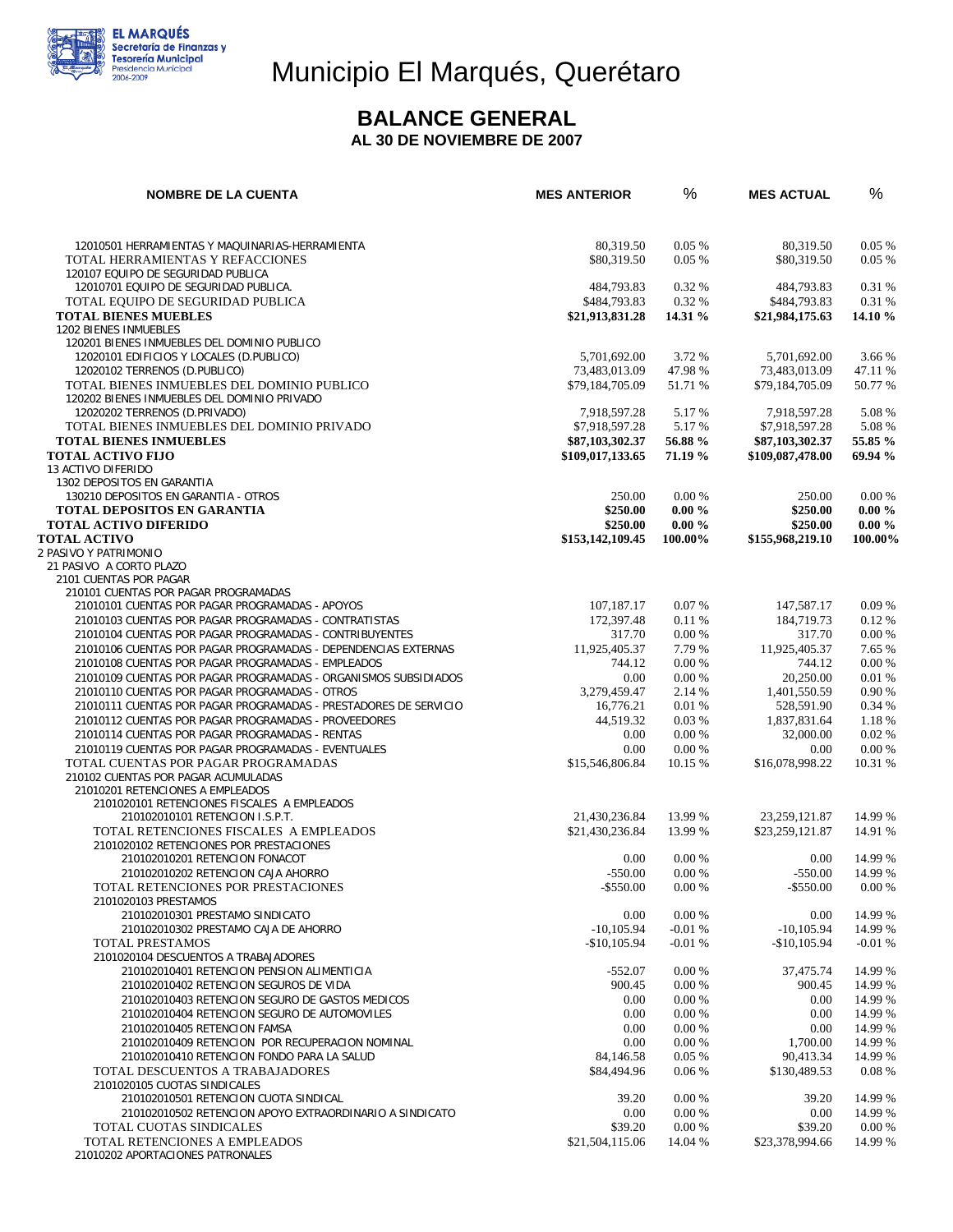# Municipio El Marqués, Querétaro

## BALANCE GENERAL

**AL 30 DE NOVIEMBRE DE 2007**

| NOMBRE DE LA CUENTA | MES ANTERIOR | % | MES ACTUAL | % |
|---|---|---|---|---|
| 12010501 HERRAMIENTAS Y MAQUINARIAS-HERRAMIENTA | 80,319.50 | 0.05 % | 80,319.50 | 0.05 % |
| TOTAL HERRAMIENTAS Y REFACCIONES | $80,319.50 | 0.05 % | $80,319.50 | 0.05 % |
| 120107 EQUIPO DE SEGURIDAD PUBLICA | | | | |
| 12010701 EQUIPO DE SEGURIDAD PUBLICA. | 484,793.83 | 0.32 % | 484,793.83 | 0.31 % |
| TOTAL EQUIPO DE SEGURIDAD PUBLICA | $484,793.83 | 0.32 % | $484,793.83 | 0.31 % |
| **TOTAL BIENES MUEBLES** | **$21,913,831.28** | **14.31 %** | **$21,984,175.63** | **14.10 %** |
| 1202 BIENES INMUEBLES | | | | |
| 120201 BIENES INMUEBLES DEL DOMINIO PUBLICO | | | | |
| 12020101 EDIFICIOS Y LOCALES (D.PUBLICO) | 5,701,692.00 | 3.72 % | 5,701,692.00 | 3.66 % |
| 12020102 TERRENOS (D.PUBLICO) | 73,483,013.09 | 47.98 % | 73,483,013.09 | 47.11 % |
| TOTAL BIENES INMUEBLES DEL DOMINIO PUBLICO | $79,184,705.09 | 51.71 % | $79,184,705.09 | 50.77 % |
| 120202 BIENES INMUEBLES DEL DOMINIO PRIVADO | | | | |
| 12020202 TERRENOS (D.PRIVADO) | 7,918,597.28 | 5.17 % | 7,918,597.28 | 5.08 % |
| TOTAL BIENES INMUEBLES DEL DOMINIO PRIVADO | $7,918,597.28 | 5.17 % | $7,918,597.28 | 5.08 % |
| **TOTAL BIENES INMUEBLES** | **$87,103,302.37** | **56.88 %** | **$87,103,302.37** | **55.85 %** |
| **TOTAL ACTIVO FIJO** | **$109,017,133.65** | **71.19 %** | **$109,087,478.00** | **69.94 %** |
| 13 ACTIVO DIFERIDO | | | | |
| 1302 DEPOSITOS EN GARANTIA | | | | |
| 130210 DEPOSITOS EN GARANTIA - OTROS | 250.00 | 0.00 % | 250.00 | 0.00 % |
| **TOTAL DEPOSITOS EN GARANTIA** | **$250.00** | **0.00 %** | **$250.00** | **0.00 %** |
| **TOTAL ACTIVO DIFERIDO** | **$250.00** | **0.00 %** | **$250.00** | **0.00 %** |
| **TOTAL ACTIVO** | **$153,142,109.45** | **100.00%** | **$155,968,219.10** | **100.00%** |
| 2 PASIVO Y PATRIMONIO | | | | |
| 21 PASIVO A CORTO PLAZO | | | | |
| 2101 CUENTAS POR PAGAR | | | | |
| 210101 CUENTAS POR PAGAR PROGRAMADAS | | | | |
| 21010101 CUENTAS POR PAGAR PROGRAMADAS - APOYOS | 107,187.17 | 0.07 % | 147,587.17 | 0.09 % |
| 21010103 CUENTAS POR PAGAR PROGRAMADAS - CONTRATISTAS | 172,397.48 | 0.11 % | 184,719.73 | 0.12 % |
| 21010104 CUENTAS POR PAGAR PROGRAMADAS - CONTRIBUYENTES | 317.70 | 0.00 % | 317.70 | 0.00 % |
| 21010106 CUENTAS POR PAGAR PROGRAMADAS - DEPENDENCIAS EXTERNAS | 11,925,405.37 | 7.79 % | 11,925,405.37 | 7.65 % |
| 21010108 CUENTAS POR PAGAR PROGRAMADAS - EMPLEADOS | 744.12 | 0.00 % | 744.12 | 0.00 % |
| 21010109 CUENTAS POR PAGAR PROGRAMADAS - ORGANISMOS SUBSIDIADOS | 0.00 | 0.00 % | 20,250.00 | 0.01 % |
| 21010110 CUENTAS POR PAGAR PROGRAMADAS - OTROS | 3,279,459.47 | 2.14 % | 1,401,550.59 | 0.90 % |
| 21010111 CUENTAS POR PAGAR PROGRAMADAS - PRESTADORES DE SERVICIO | 16,776.21 | 0.01 % | 528,591.90 | 0.34 % |
| 21010112 CUENTAS POR PAGAR PROGRAMADAS - PROVEEDORES | 44,519.32 | 0.03 % | 1,837,831.64 | 1.18 % |
| 21010114 CUENTAS POR PAGAR PROGRAMADAS - RENTAS | 0.00 | 0.00 % | 32,000.00 | 0.02 % |
| 21010119 CUENTAS POR PAGAR PROGRAMADAS - EVENTUALES | 0.00 | 0.00 % | 0.00 | 0.00 % |
| TOTAL CUENTAS POR PAGAR PROGRAMADAS | $15,546,806.84 | 10.15 % | $16,078,998.22 | 10.31 % |
| 210102 CUENTAS POR PAGAR ACUMULADAS | | | | |
| 21010201 RETENCIONES A EMPLEADOS | | | | |
| 2101020101 RETENCIONES FISCALES A EMPLEADOS | | | | |
| 210102010101 RETENCION I.S.P.T. | 21,430,236.84 | 13.99 % | 23,259,121.87 | 14.99 % |
| TOTAL RETENCIONES FISCALES A EMPLEADOS | $21,430,236.84 | 13.99 % | $23,259,121.87 | 14.91 % |
| 2101020102 RETENCIONES POR PRESTACIONES | | | | |
| 210102010201 RETENCION FONACOT | 0.00 | 0.00 % | 0.00 | 14.99 % |
| 210102010202 RETENCION CAJA AHORRO | -550.00 | 0.00 % | -550.00 | 14.99 % |
| TOTAL RETENCIONES POR PRESTACIONES | -$550.00 | 0.00 % | -$550.00 | 0.00 % |
| 2101020103 PRESTAMOS | | | | |
| 210102010301 PRESTAMO SINDICATO | 0.00 | 0.00 % | 0.00 | 14.99 % |
| 210102010302 PRESTAMO CAJA DE AHORRO | -10,105.94 | -0.01 % | -10,105.94 | 14.99 % |
| TOTAL PRESTAMOS | -$10,105.94 | -0.01 % | -$10,105.94 | -0.01 % |
| 2101020104 DESCUENTOS A TRABAJADORES | | | | |
| 210102010401 RETENCION PENSION ALIMENTICIA | -552.07 | 0.00 % | 37,475.74 | 14.99 % |
| 210102010402 RETENCION SEGUROS DE VIDA | 900.45 | 0.00 % | 900.45 | 14.99 % |
| 210102010403 RETENCION SEGURO DE GASTOS MEDICOS | 0.00 | 0.00 % | 0.00 | 14.99 % |
| 210102010404 RETENCION SEGURO DE AUTOMOVILES | 0.00 | 0.00 % | 0.00 | 14.99 % |
| 210102010405 RETENCION FAMSA | 0.00 | 0.00 % | 0.00 | 14.99 % |
| 210102010409 RETENCION POR RECUPERACION NOMINAL | 0.00 | 0.00 % | 1,700.00 | 14.99 % |
| 210102010410 RETENCION FONDO PARA LA SALUD | 84,146.58 | 0.05 % | 90,413.34 | 14.99 % |
| TOTAL DESCUENTOS A TRABAJADORES | $84,494.96 | 0.06 % | $130,489.53 | 0.08 % |
| 2101020105 CUOTAS SINDICALES | | | | |
| 210102010501 RETENCION CUOTA SINDICAL | 39.20 | 0.00 % | 39.20 | 14.99 % |
| 210102010502 RETENCION APOYO EXTRAORDINARIO A SINDICATO | 0.00 | 0.00 % | 0.00 | 14.99 % |
| TOTAL CUOTAS SINDICALES | $39.20 | 0.00 % | $39.20 | 0.00 % |
| TOTAL RETENCIONES A EMPLEADOS | $21,504,115.06 | 14.04 % | $23,378,994.66 | 14.99 % |
| 21010202 APORTACIONES PATRONALES | | | | |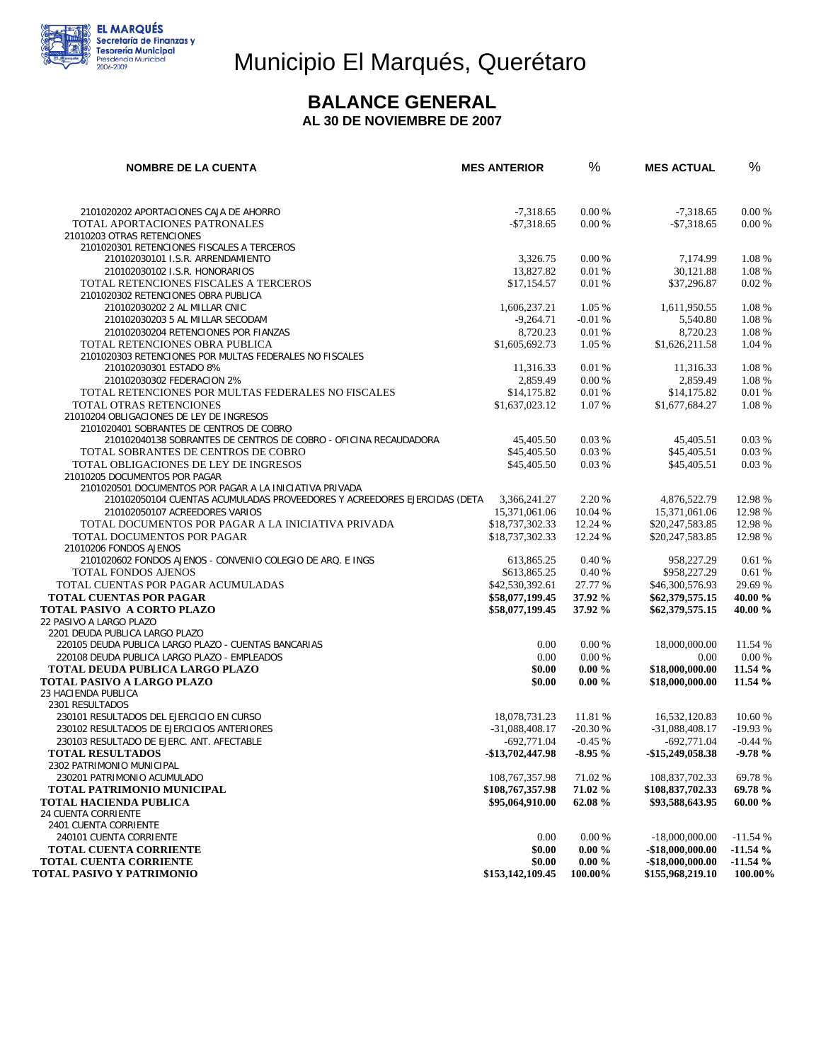EL MARQUÉS
Secretaría de Finanzas y Tesorería Municipal
Presidencia Municipal 2006-2009

# Municipio El Marqués, Querétaro

## BALANCE GENERAL

### AL 30 DE NOVIEMBRE DE 2007

| NOMBRE DE LA CUENTA | MES ANTERIOR | % | MES ACTUAL | % |
|---|---|---|---|---|
| 2101020202 APORTACIONES CAJA DE AHORRO | -7,318.65 | 0.00 % | -7,318.65 | 0.00 % |
| TOTAL APORTACIONES PATRONALES | -$7,318.65 | 0.00 % | -$7,318.65 | 0.00 % |
| 21010203 OTRAS RETENCIONES | | | | |
| 2101020301 RETENCIONES FISCALES A TERCEROS | | | | |
| 210102030101 I.S.R. ARRENDAMIENTO | 3,326.75 | 0.00 % | 7,174.99 | 1.08 % |
| 210102030102 I.S.R. HONORARIOS | 13,827.82 | 0.01 % | 30,121.88 | 1.08 % |
| TOTAL RETENCIONES FISCALES A TERCEROS | $17,154.57 | 0.01 % | $37,296.87 | 0.02 % |
| 2101020302 RETENCIONES OBRA PUBLICA | | | | |
| 210102030202 2 AL MILLAR CNIC | 1,606,237.21 | 1.05 % | 1,611,950.55 | 1.08 % |
| 210102030203 5 AL MILLAR SECODAM | -9,264.71 | -0.01 % | 5,540.80 | 1.08 % |
| 210102030204 RETENCIONES POR FIANZAS | 8,720.23 | 0.01 % | 8,720.23 | 1.08 % |
| TOTAL RETENCIONES OBRA PUBLICA | $1,605,692.73 | 1.05 % | $1,626,211.58 | 1.04 % |
| 2101020303 RETENCIONES POR MULTAS FEDERALES NO FISCALES | | | | |
| 210102030301 ESTADO 8% | 11,316.33 | 0.01 % | 11,316.33 | 1.08 % |
| 210102030302 FEDERACION 2% | 2,859.49 | 0.00 % | 2,859.49 | 1.08 % |
| TOTAL RETENCIONES POR MULTAS FEDERALES NO FISCALES | $14,175.82 | 0.01 % | $14,175.82 | 0.01 % |
| TOTAL OTRAS RETENCIONES | $1,637,023.12 | 1.07 % | $1,677,684.27 | 1.08 % |
| 21010204 OBLIGACIONES DE LEY DE INGRESOS | | | | |
| 2101020401 SOBRANTES DE CENTROS DE COBRO | | | | |
| 210102040138 SOBRANTES DE CENTROS DE COBRO - OFICINA RECAUDADORA | 45,405.50 | 0.03 % | 45,405.51 | 0.03 % |
| TOTAL SOBRANTES DE CENTROS DE COBRO | $45,405.50 | 0.03 % | $45,405.51 | 0.03 % |
| TOTAL OBLIGACIONES DE LEY DE INGRESOS | $45,405.50 | 0.03 % | $45,405.51 | 0.03 % |
| 21010205 DOCUMENTOS POR PAGAR | | | | |
| 2101020501 DOCUMENTOS POR PAGAR A LA INICIATIVA PRIVADA | | | | |
| 210102050104 CUENTAS ACUMULADAS PROVEEDORES Y ACREEDORES EJERCIDAS (DETA | 3,366,241.27 | 2.20 % | 4,876,522.79 | 12.98 % |
| 210102050107 ACREEDORES VARIOS | 15,371,061.06 | 10.04 % | 15,371,061.06 | 12.98 % |
| TOTAL DOCUMENTOS POR PAGAR A LA INICIATIVA PRIVADA | $18,737,302.33 | 12.24 % | $20,247,583.85 | 12.98 % |
| TOTAL DOCUMENTOS POR PAGAR | $18,737,302.33 | 12.24 % | $20,247,583.85 | 12.98 % |
| 21010206 FONDOS AJENOS | | | | |
| 2101020602 FONDOS AJENOS - CONVENIO COLEGIO DE ARQ. E INGS | 613,865.25 | 0.40 % | 958,227.29 | 0.61 % |
| TOTAL FONDOS AJENOS | $613,865.25 | 0.40 % | $958,227.29 | 0.61 % |
| TOTAL CUENTAS POR PAGAR ACUMULADAS | $42,530,392.61 | 27.77 % | $46,300,576.93 | 29.69 % |
| **TOTAL CUENTAS POR PAGAR** | **$58,077,199.45** | **37.92 %** | **$62,379,575.15** | **40.00 %** |
| **TOTAL PASIVO A CORTO PLAZO** | **$58,077,199.45** | **37.92 %** | **$62,379,575.15** | **40.00 %** |
| 22 PASIVO A LARGO PLAZO | | | | |
| 2201 DEUDA PUBLICA LARGO PLAZO | | | | |
| 220105 DEUDA PUBLICA LARGO PLAZO - CUENTAS BANCARIAS | 0.00 | 0.00 % | 18,000,000.00 | 11.54 % |
| 220108 DEUDA PUBLICA LARGO PLAZO - EMPLEADOS | 0.00 | 0.00 % | 0.00 | 0.00 % |
| **TOTAL DEUDA PUBLICA LARGO PLAZO** | **$0.00** | **0.00 %** | **$18,000,000.00** | **11.54 %** |
| **TOTAL PASIVO A LARGO PLAZO** | **$0.00** | **0.00 %** | **$18,000,000.00** | **11.54 %** |
| 23 HACIENDA PUBLICA | | | | |
| 2301 RESULTADOS | | | | |
| 230101 RESULTADOS DEL EJERCICIO EN CURSO | 18,078,731.23 | 11.81 % | 16,532,120.83 | 10.60 % |
| 230102 RESULTADOS DE EJERCICIOS ANTERIORES | -31,088,408.17 | -20.30 % | -31,088,408.17 | -19.93 % |
| 230103 RESULTADO DE EJERC. ANT. AFECTABLE | -692,771.04 | -0.45 % | -692,771.04 | -0.44 % |
| **TOTAL RESULTADOS** | **-$13,702,447.98** | **-8.95 %** | **-$15,249,058.38** | **-9.78 %** |
| 2302 PATRIMONIO MUNICIPAL | | | | |
| 230201 PATRIMONIO ACUMULADO | 108,767,357.98 | 71.02 % | 108,837,702.33 | 69.78 % |
| **TOTAL PATRIMONIO MUNICIPAL** | **$108,767,357.98** | **71.02 %** | **$108,837,702.33** | **69.78 %** |
| **TOTAL HACIENDA PUBLICA** | **$95,064,910.00** | **62.08 %** | **$93,588,643.95** | **60.00 %** |
| 24 CUENTA CORRIENTE | | | | |
| 2401 CUENTA CORRIENTE | | | | |
| 240101 CUENTA CORRIENTE | 0.00 | 0.00 % | -18,000,000.00 | -11.54 % |
| **TOTAL CUENTA CORRIENTE** | **$0.00** | **0.00 %** | **-$18,000,000.00** | **-11.54 %** |
| **TOTAL CUENTA CORRIENTE** | **$0.00** | **0.00 %** | **-$18,000,000.00** | **-11.54 %** |
| **TOTAL PASIVO Y PATRIMONIO** | **$153,142,109.45** | **100.00%** | **$155,968,219.10** | **100.00%** |